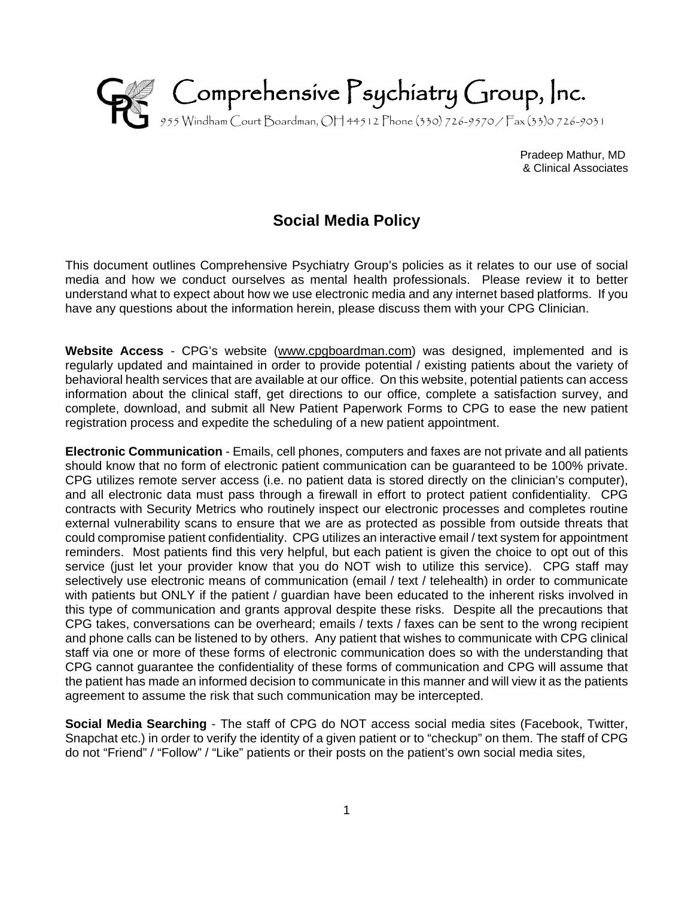# Comprehensive Psychiatry Group, Inc.

955 Windham Court Boardman, OH 44512 Phone (330) 726-9570 / Fax (33)0 726-9031

Pradeep Mathur, MD
& Clinical Associates

## Social Media Policy

This document outlines Comprehensive Psychiatry Group's policies as it relates to our use of social media and how we conduct ourselves as mental health professionals. Please review it to better understand what to expect about how we use electronic media and any internet based platforms. If you have any questions about the information herein, please discuss them with your CPG Clinician.

**Website Access** - CPG's website (www.cpgboardman.com) was designed, implemented and is regularly updated and maintained in order to provide potential / existing patients about the variety of behavioral health services that are available at our office. On this website, potential patients can access information about the clinical staff, get directions to our office, complete a satisfaction survey, and complete, download, and submit all New Patient Paperwork Forms to CPG to ease the new patient registration process and expedite the scheduling of a new patient appointment.

**Electronic Communication** - Emails, cell phones, computers and faxes are not private and all patients should know that no form of electronic patient communication can be guaranteed to be 100% private. CPG utilizes remote server access (i.e. no patient data is stored directly on the clinician's computer), and all electronic data must pass through a firewall in effort to protect patient confidentiality. CPG contracts with Security Metrics who routinely inspect our electronic processes and completes routine external vulnerability scans to ensure that we are as protected as possible from outside threats that could compromise patient confidentiality. CPG utilizes an interactive email / text system for appointment reminders. Most patients find this very helpful, but each patient is given the choice to opt out of this service (just let your provider know that you do NOT wish to utilize this service). CPG staff may selectively use electronic means of communication (email / text / telehealth) in order to communicate with patients but ONLY if the patient / guardian have been educated to the inherent risks involved in this type of communication and grants approval despite these risks. Despite all the precautions that CPG takes, conversations can be overheard; emails / texts / faxes can be sent to the wrong recipient and phone calls can be listened to by others. Any patient that wishes to communicate with CPG clinical staff via one or more of these forms of electronic communication does so with the understanding that CPG cannot guarantee the confidentiality of these forms of communication and CPG will assume that the patient has made an informed decision to communicate in this manner and will view it as the patients agreement to assume the risk that such communication may be intercepted.

**Social Media Searching** - The staff of CPG do NOT access social media sites (Facebook, Twitter, Snapchat etc.) in order to verify the identity of a given patient or to "checkup" on them. The staff of CPG do not "Friend" / "Follow" / "Like" patients or their posts on the patient's own social media sites,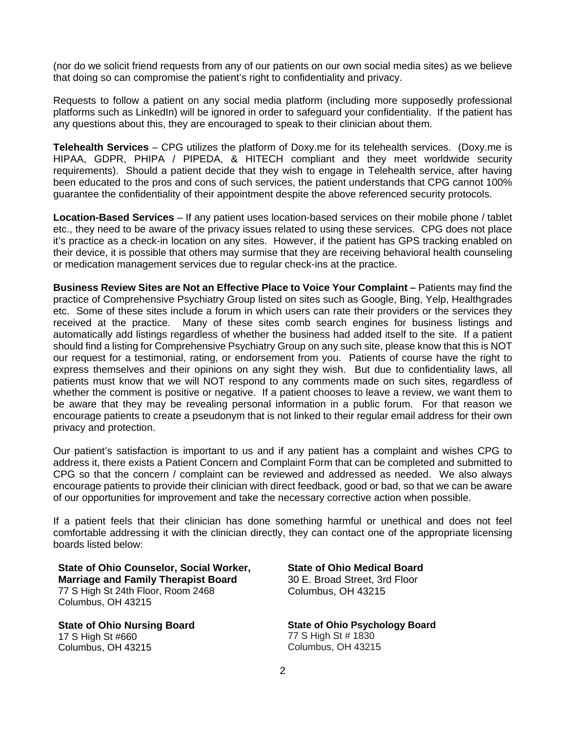(nor do we solicit friend requests from any of our patients on our own social media sites) as we believe that doing so can compromise the patient's right to confidentiality and privacy.

Requests to follow a patient on any social media platform (including more supposedly professional platforms such as LinkedIn) will be ignored in order to safeguard your confidentiality. If the patient has any questions about this, they are encouraged to speak to their clinician about them.

**Telehealth Services** – CPG utilizes the platform of Doxy.me for its telehealth services. (Doxy.me is HIPAA, GDPR, PHIPA / PIPEDA, & HITECH compliant and they meet worldwide security requirements). Should a patient decide that they wish to engage in Telehealth service, after having been educated to the pros and cons of such services, the patient understands that CPG cannot 100% guarantee the confidentiality of their appointment despite the above referenced security protocols.

**Location-Based Services** – If any patient uses location-based services on their mobile phone / tablet etc., they need to be aware of the privacy issues related to using these services. CPG does not place it's practice as a check-in location on any sites. However, if the patient has GPS tracking enabled on their device, it is possible that others may surmise that they are receiving behavioral health counseling or medication management services due to regular check-ins at the practice.

**Business Review Sites are Not an Effective Place to Voice Your Complaint –** Patients may find the practice of Comprehensive Psychiatry Group listed on sites such as Google, Bing, Yelp, Healthgrades etc. Some of these sites include a forum in which users can rate their providers or the services they received at the practice. Many of these sites comb search engines for business listings and automatically add listings regardless of whether the business had added itself to the site. If a patient should find a listing for Comprehensive Psychiatry Group on any such site, please know that this is NOT our request for a testimonial, rating, or endorsement from you. Patients of course have the right to express themselves and their opinions on any sight they wish. But due to confidentiality laws, all patients must know that we will NOT respond to any comments made on such sites, regardless of whether the comment is positive or negative. If a patient chooses to leave a review, we want them to be aware that they may be revealing personal information in a public forum. For that reason we encourage patients to create a pseudonym that is not linked to their regular email address for their own privacy and protection.

Our patient's satisfaction is important to us and if any patient has a complaint and wishes CPG to address it, there exists a Patient Concern and Complaint Form that can be completed and submitted to CPG so that the concern / complaint can be reviewed and addressed as needed. We also always encourage patients to provide their clinician with direct feedback, good or bad, so that we can be aware of our opportunities for improvement and take the necessary corrective action when possible.

If a patient feels that their clinician has done something harmful or unethical and does not feel comfortable addressing it with the clinician directly, they can contact one of the appropriate licensing boards listed below:

**State of Ohio Counselor, Social Worker, Marriage and Family Therapist Board**
77 S High St 24th Floor, Room 2468
Columbus, OH 43215

**State of Ohio Medical Board**
30 E. Broad Street, 3rd Floor
Columbus, OH 43215

**State of Ohio Nursing Board**
17 S High St #660
Columbus, OH 43215

**State of Ohio Psychology Board**
77 S High St # 1830
Columbus, OH 43215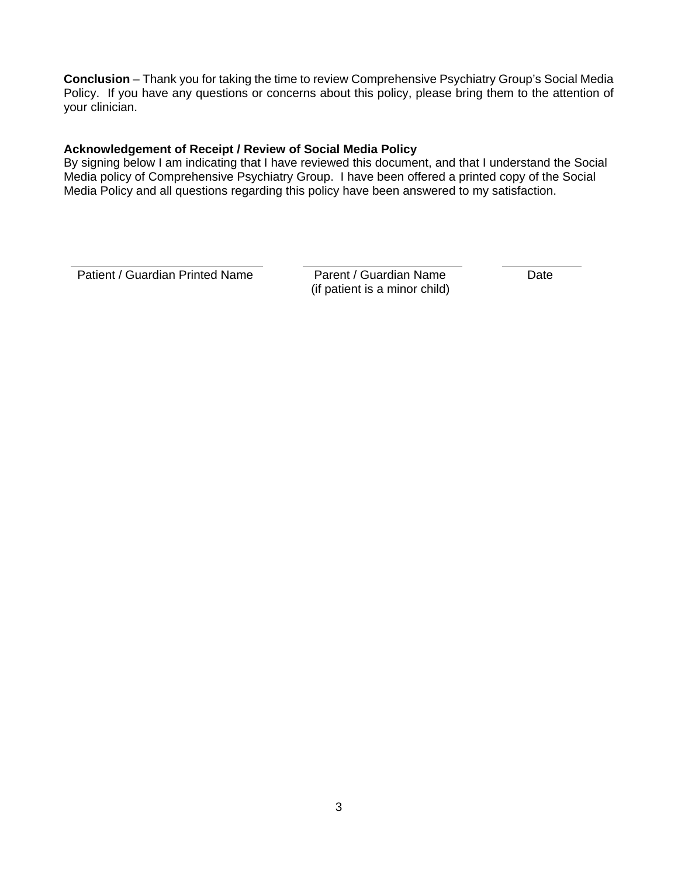**Conclusion** – Thank you for taking the time to review Comprehensive Psychiatry Group's Social Media Policy. If you have any questions or concerns about this policy, please bring them to the attention of your clinician.

**Acknowledgement of Receipt / Review of Social Media Policy**
By signing below I am indicating that I have reviewed this document, and that I understand the Social Media policy of Comprehensive Psychiatry Group. I have been offered a printed copy of the Social Media Policy and all questions regarding this policy have been answered to my satisfaction.

| | | |
|---|---|---|
| ______________________________ | ______________________________ | ______________ |
| Patient / Guardian Printed Name | Parent / Guardian Name (if patient is a minor child) | Date |